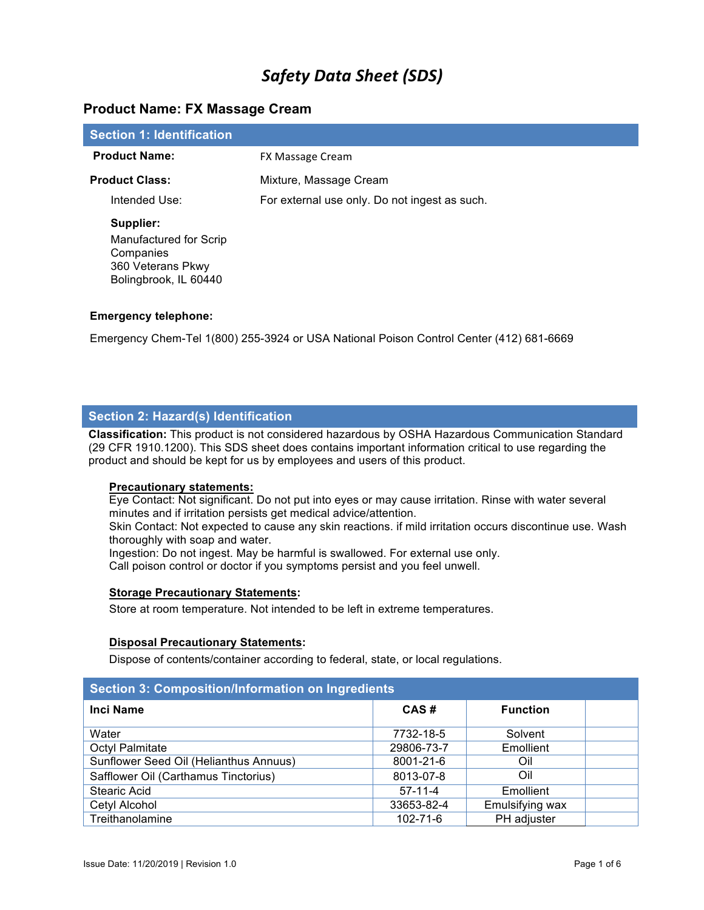# *Safety Data Sheet (SDS)*

## Product Name: FX Massage Cream

### Section 1: Identification

**Product Name:** FX Massage Cream

**Product Class:** Mixture, Massage Cream

Intended Use: For external use only. Do not ingest as such.

**Supplier:**
Manufactured for Scrip Companies
360 Veterans Pkwy
Bolingbrook, IL 60440

**Emergency telephone:**

Emergency Chem-Tel 1(800) 255-3924 or USA National Poison Control Center (412) 681-6669

### Section 2: Hazard(s) Identification

**Classification:** This product is not considered hazardous by OSHA Hazardous Communication Standard (29 CFR 1910.1200). This SDS sheet does contains important information critical to use regarding the product and should be kept for us by employees and users of this product.

**Precautionary statements:**
Eye Contact: Not significant. Do not put into eyes or may cause irritation. Rinse with water several minutes and if irritation persists get medical advice/attention.
Skin Contact: Not expected to cause any skin reactions. if mild irritation occurs discontinue use. Wash thoroughly with soap and water.
Ingestion: Do not ingest. May be harmful is swallowed. For external use only.
Call poison control or doctor if you symptoms persist and you feel unwell.

**Storage Precautionary Statements:**

Store at room temperature. Not intended to be left in extreme temperatures.

**Disposal Precautionary Statements:**

Dispose of contents/container according to federal, state, or local regulations.

### Section 3: Composition/Information on Ingredients

| Inci Name | CAS # | Function | |
|---|---|---|---|
| Water | 7732-18-5 | Solvent | |
| Octyl Palmitate | 29806-73-7 | Emollient | |
| Sunflower Seed Oil (Helianthus Annuus) | 8001-21-6 | Oil | |
| Safflower Oil (Carthamus Tinctorius) | 8013-07-8 | Oil | |
| Stearic Acid | 57-11-4 | Emollient | |
| Cetyl Alcohol | 33653-82-4 | Emulsifying wax | |
| Treithanolamine | 102-71-6 | PH adjuster | |

Issue Date: 11/20/2019 | Revision 1.0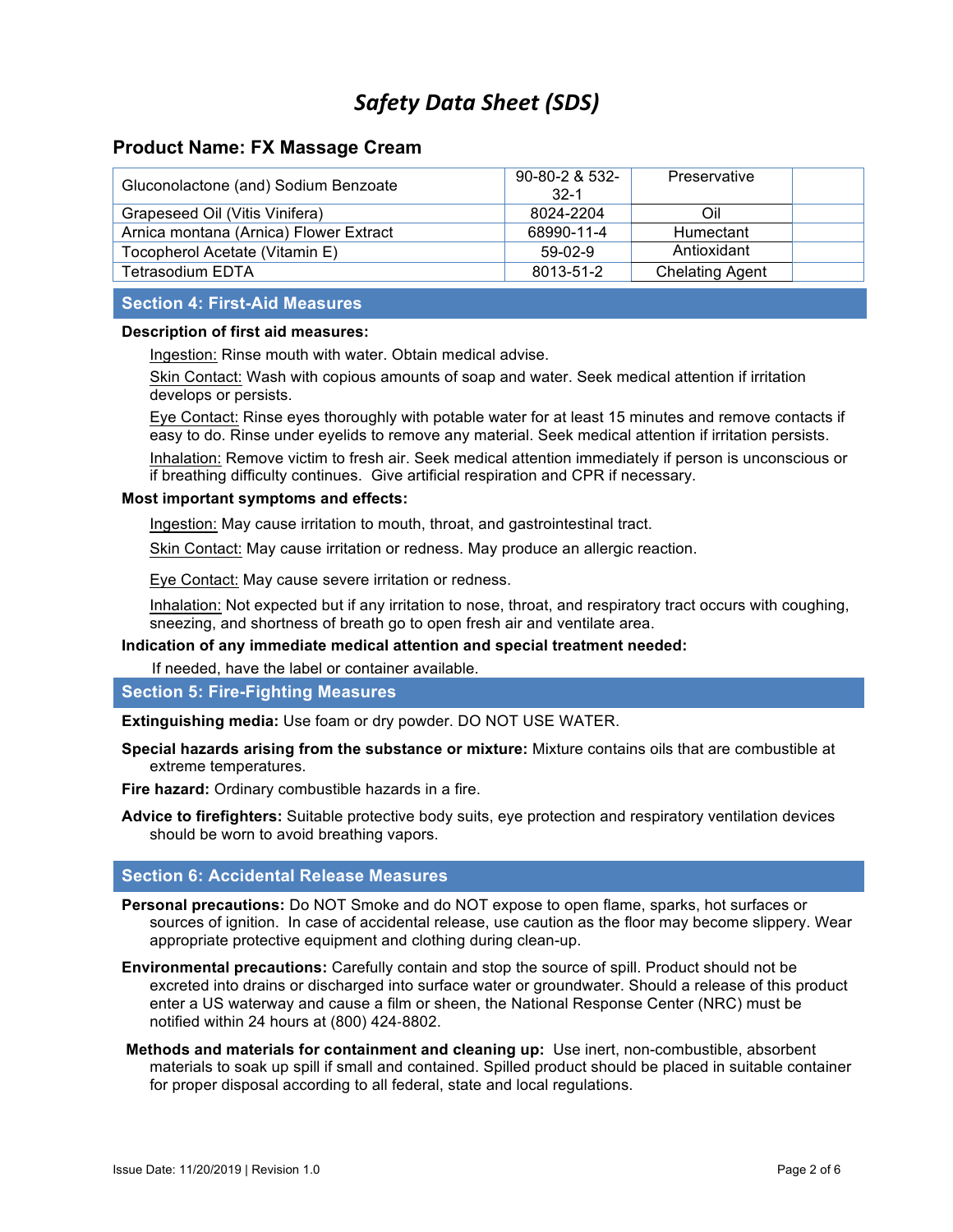# Safety Data Sheet (SDS)

## Product Name: FX Massage Cream

| Gluconolactone (and) Sodium Benzoate | 90-80-2 & 532-32-1 | Preservative | |
|---|---|---|---|
| Grapeseed Oil (Vitis Vinifera) | 8024-2204 | Oil | |
| Arnica montana (Arnica) Flower Extract | 68990-11-4 | Humectant | |
| Tocopherol Acetate (Vitamin E) | 59-02-9 | Antioxidant | |
| Tetrasodium EDTA | 8013-51-2 | Chelating Agent | |

## Section 4: First-Aid Measures

**Description of first aid measures:**

Ingestion: Rinse mouth with water. Obtain medical advise.

Skin Contact: Wash with copious amounts of soap and water. Seek medical attention if irritation develops or persists.

Eye Contact: Rinse eyes thoroughly with potable water for at least 15 minutes and remove contacts if easy to do. Rinse under eyelids to remove any material. Seek medical attention if irritation persists.

Inhalation: Remove victim to fresh air. Seek medical attention immediately if person is unconscious or if breathing difficulty continues. Give artificial respiration and CPR if necessary.

**Most important symptoms and effects:**

Ingestion: May cause irritation to mouth, throat, and gastrointestinal tract.

Skin Contact: May cause irritation or redness. May produce an allergic reaction.

Eye Contact: May cause severe irritation or redness.

Inhalation: Not expected but if any irritation to nose, throat, and respiratory tract occurs with coughing, sneezing, and shortness of breath go to open fresh air and ventilate area.

**Indication of any immediate medical attention and special treatment needed:**

If needed, have the label or container available.

## Section 5: Fire-Fighting Measures

**Extinguishing media:** Use foam or dry powder. DO NOT USE WATER.

**Special hazards arising from the substance or mixture:** Mixture contains oils that are combustible at extreme temperatures.

**Fire hazard:** Ordinary combustible hazards in a fire.

**Advice to firefighters:** Suitable protective body suits, eye protection and respiratory ventilation devices should be worn to avoid breathing vapors.

## Section 6: Accidental Release Measures

**Personal precautions:** Do NOT Smoke and do NOT expose to open flame, sparks, hot surfaces or sources of ignition. In case of accidental release, use caution as the floor may become slippery. Wear appropriate protective equipment and clothing during clean-up.

**Environmental precautions:** Carefully contain and stop the source of spill. Product should not be excreted into drains or discharged into surface water or groundwater. Should a release of this product enter a US waterway and cause a film or sheen, the National Response Center (NRC) must be notified within 24 hours at (800) 424-8802.

**Methods and materials for containment and cleaning up:** Use inert, non-combustible, absorbent materials to soak up spill if small and contained. Spilled product should be placed in suitable container for proper disposal according to all federal, state and local regulations.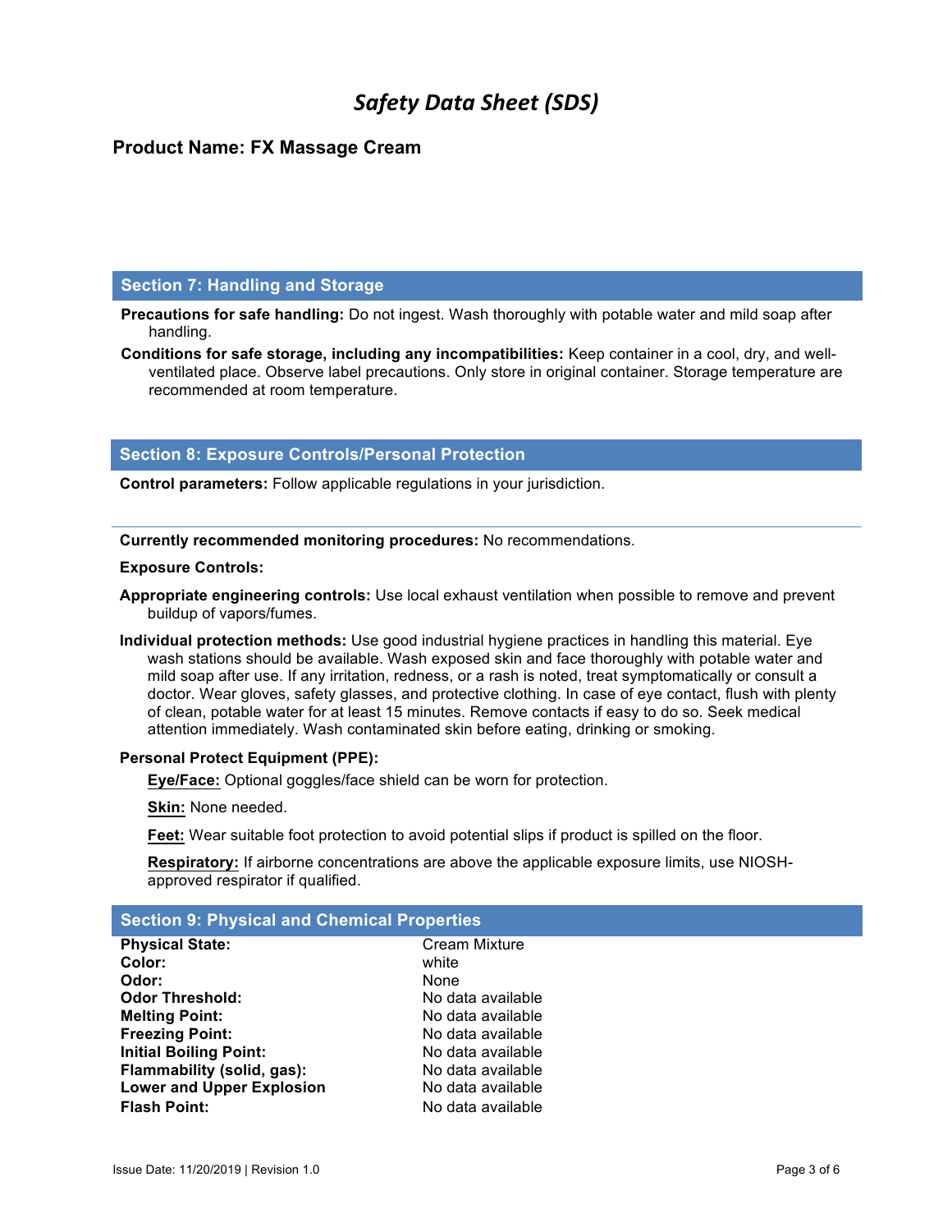# *Safety Data Sheet (SDS)*

### Product Name: FX Massage Cream

## Section 7: Handling and Storage

**Precautions for safe handling:** Do not ingest. Wash thoroughly with potable water and mild soap after handling.

**Conditions for safe storage, including any incompatibilities:** Keep container in a cool, dry, and well-ventilated place. Observe label precautions. Only store in original container. Storage temperature are recommended at room temperature.

## Section 8: Exposure Controls/Personal Protection

**Control parameters:** Follow applicable regulations in your jurisdiction.

---

**Currently recommended monitoring procedures:** No recommendations.

**Exposure Controls:**

**Appropriate engineering controls:** Use local exhaust ventilation when possible to remove and prevent buildup of vapors/fumes.

**Individual protection methods:** Use good industrial hygiene practices in handling this material. Eye wash stations should be available. Wash exposed skin and face thoroughly with potable water and mild soap after use. If any irritation, redness, or a rash is noted, treat symptomatically or consult a doctor. Wear gloves, safety glasses, and protective clothing. In case of eye contact, flush with plenty of clean, potable water for at least 15 minutes. Remove contacts if easy to do so. Seek medical attention immediately. Wash contaminated skin before eating, drinking or smoking.

**Personal Protect Equipment (PPE):**

**Eye/Face:** Optional goggles/face shield can be worn for protection.

**Skin:** None needed.

**Feet:** Wear suitable foot protection to avoid potential slips if product is spilled on the floor.

**Respiratory:** If airborne concentrations are above the applicable exposure limits, use NIOSH-approved respirator if qualified.

## Section 9: Physical and Chemical Properties

| | |
|---|---|
| **Physical State:** | Cream Mixture |
| **Color:** | white |
| **Odor:** | None |
| **Odor Threshold:** | No data available |
| **Melting Point:** | No data available |
| **Freezing Point:** | No data available |
| **Initial Boiling Point:** | No data available |
| **Flammability (solid, gas):** | No data available |
| **Lower and Upper Explosion** | No data available |
| **Flash Point:** | No data available |

Issue Date: 11/20/2019 | Revision 1.0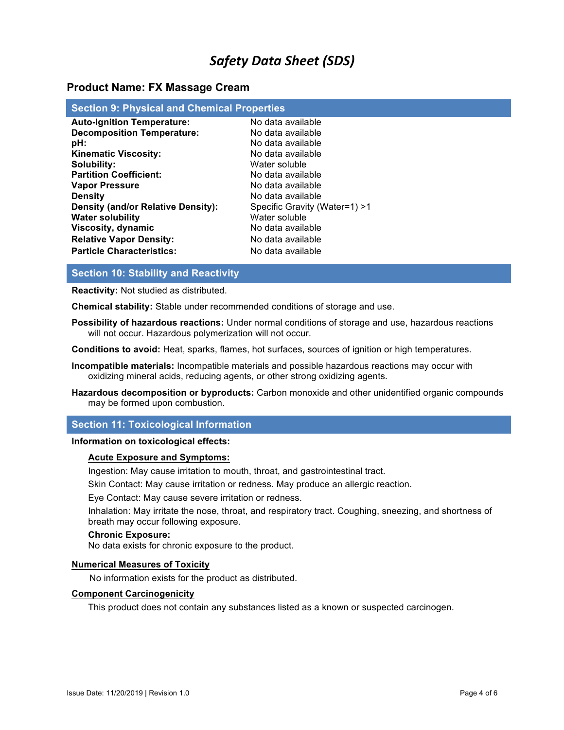# Safety Data Sheet (SDS)

## Product Name: FX Massage Cream

## Section 9: Physical and Chemical Properties

| | |
|---|---|
| **Auto-Ignition Temperature:** | No data available |
| **Decomposition Temperature:** | No data available |
| **pH:** | No data available |
| **Kinematic Viscosity:** | No data available |
| **Solubility:** | Water soluble |
| **Partition Coefficient:** | No data available |
| **Vapor Pressure** | No data available |
| **Density** | No data available |
| **Density (and/or Relative Density):** | Specific Gravity (Water=1) >1 |
| **Water solubility** | Water soluble |
| **Viscosity, dynamic** | No data available |
| **Relative Vapor Density:** | No data available |
| **Particle Characteristics:** | No data available |

## Section 10: Stability and Reactivity

**Reactivity:** Not studied as distributed.

**Chemical stability:** Stable under recommended conditions of storage and use.

**Possibility of hazardous reactions:** Under normal conditions of storage and use, hazardous reactions will not occur. Hazardous polymerization will not occur.

**Conditions to avoid:** Heat, sparks, flames, hot surfaces, sources of ignition or high temperatures.

**Incompatible materials:** Incompatible materials and possible hazardous reactions may occur with oxidizing mineral acids, reducing agents, or other strong oxidizing agents.

**Hazardous decomposition or byproducts:** Carbon monoxide and other unidentified organic compounds may be formed upon combustion.

## Section 11: Toxicological Information

**Information on toxicological effects:**

**Acute Exposure and Symptoms:**

Ingestion: May cause irritation to mouth, throat, and gastrointestinal tract.

Skin Contact: May cause irritation or redness. May produce an allergic reaction.

Eye Contact: May cause severe irritation or redness.

Inhalation: May irritate the nose, throat, and respiratory tract. Coughing, sneezing, and shortness of breath may occur following exposure.

**Chronic Exposure:**

No data exists for chronic exposure to the product.

**Numerical Measures of Toxicity**

No information exists for the product as distributed.

**Component Carcinogenicity**

This product does not contain any substances listed as a known or suspected carcinogen.

Issue Date: 11/20/2019 | Revision 1.0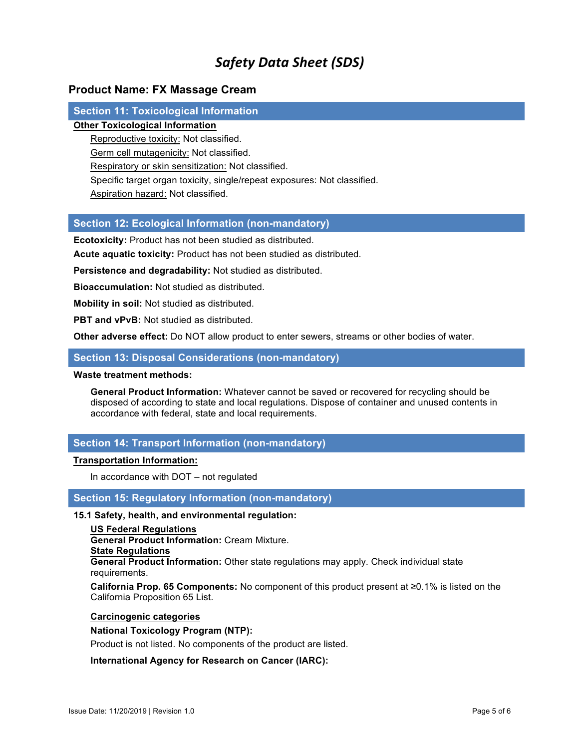# Safety Data Sheet (SDS)

## Product Name: FX Massage Cream

## Section 11: Toxicological Information

**Other Toxicological Information**

Reproductive toxicity: Not classified.

Germ cell mutagenicity: Not classified.

Respiratory or skin sensitization: Not classified.

Specific target organ toxicity, single/repeat exposures: Not classified.

Aspiration hazard: Not classified.

## Section 12: Ecological Information (non-mandatory)

**Ecotoxicity:** Product has not been studied as distributed.

**Acute aquatic toxicity:** Product has not been studied as distributed.

**Persistence and degradability:** Not studied as distributed.

**Bioaccumulation:** Not studied as distributed.

**Mobility in soil:** Not studied as distributed.

**PBT and vPvB:** Not studied as distributed.

**Other adverse effect:** Do NOT allow product to enter sewers, streams or other bodies of water.

## Section 13: Disposal Considerations (non-mandatory)

**Waste treatment methods:**

**General Product Information:** Whatever cannot be saved or recovered for recycling should be disposed of according to state and local regulations. Dispose of container and unused contents in accordance with federal, state and local requirements.

## Section 14: Transport Information (non-mandatory)

**Transportation Information:**

In accordance with DOT – not regulated

## Section 15: Regulatory Information (non-mandatory)

**15.1 Safety, health, and environmental regulation:**

**US Federal Regulations**

**General Product Information:** Cream Mixture.

**State Regulations**

**General Product Information:** Other state regulations may apply. Check individual state requirements.

**California Prop. 65 Components:** No component of this product present at ≥0.1% is listed on the California Proposition 65 List.

**Carcinogenic categories**

**National Toxicology Program (NTP):**

Product is not listed. No components of the product are listed.

**International Agency for Research on Cancer (IARC):**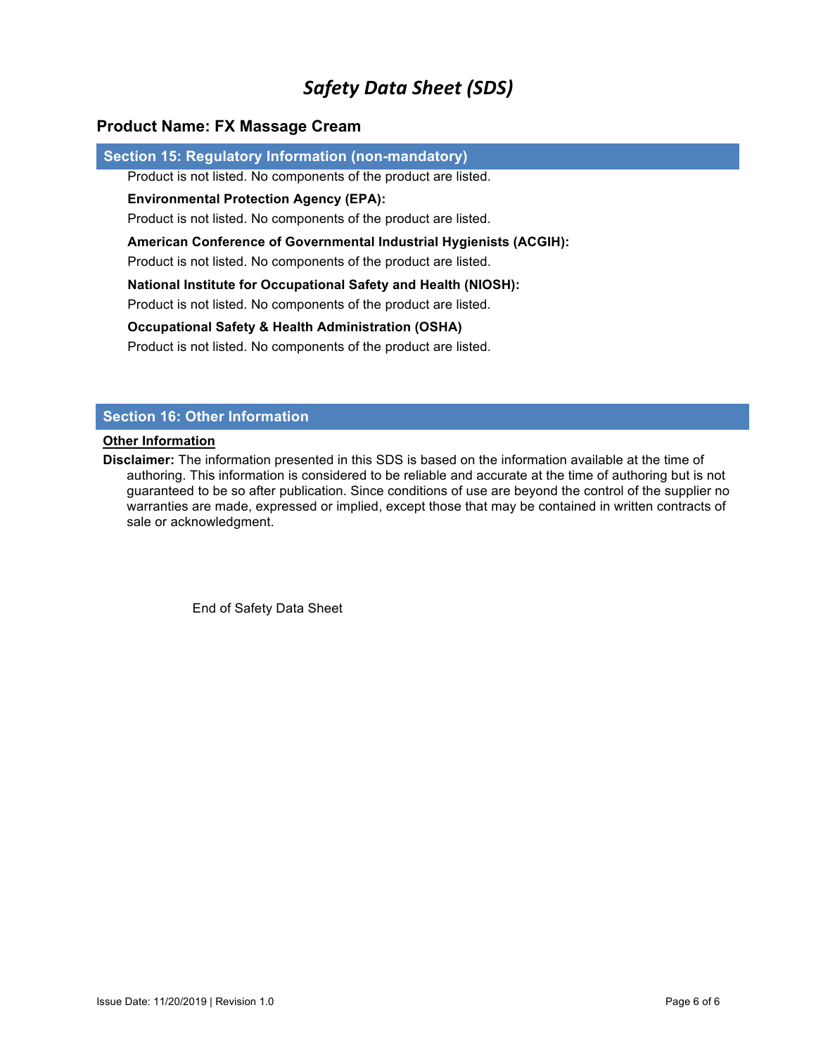# *Safety Data Sheet (SDS)*

## Product Name: FX Massage Cream

### Section 15: Regulatory Information (non-mandatory)

Product is not listed. No components of the product are listed.

**Environmental Protection Agency (EPA):**

Product is not listed. No components of the product are listed.

**American Conference of Governmental Industrial Hygienists (ACGIH):**

Product is not listed. No components of the product are listed.

**National Institute for Occupational Safety and Health (NIOSH):**

Product is not listed. No components of the product are listed.

**Occupational Safety & Health Administration (OSHA)**

Product is not listed. No components of the product are listed.

### Section 16: Other Information

**Other Information**

**Disclaimer:** The information presented in this SDS is based on the information available at the time of authoring. This information is considered to be reliable and accurate at the time of authoring but is not guaranteed to be so after publication. Since conditions of use are beyond the control of the supplier no warranties are made, expressed or implied, except those that may be contained in written contracts of sale or acknowledgment.

End of Safety Data Sheet

Issue Date: 11/20/2019 | Revision 1.0